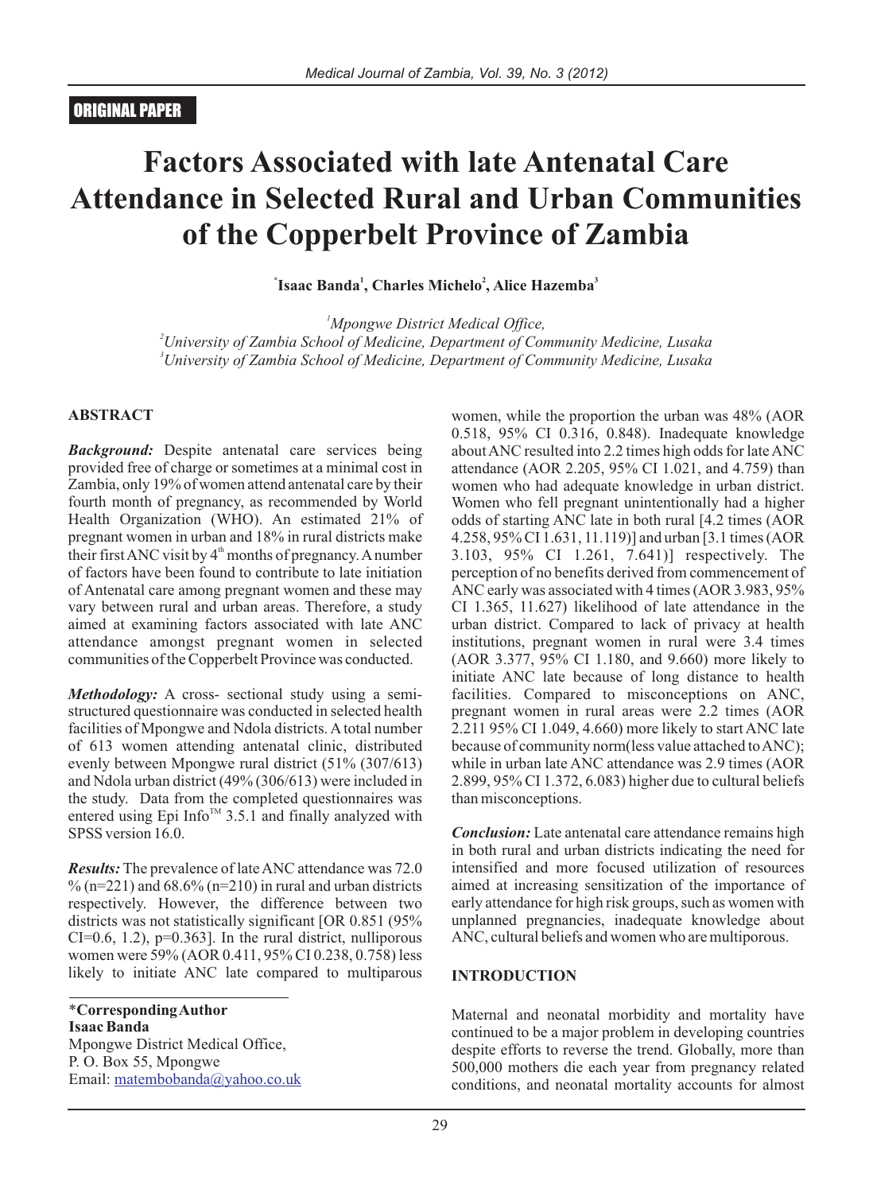ORIGINAL PAPER

# Factors Associated with late Antenatal Care Attendance in Selected Rural and Urban Communities of the Copperbelt Province of Zambia

*Isaac Banda[1], Charles Michelo[2], Alice Hazemba[3]

[1]Mpongwe District Medical Office,
[2]University of Zambia School of Medicine, Department of Community Medicine, Lusaka
[3]University of Zambia School of Medicine, Department of Community Medicine, Lusaka

## ABSTRACT

***Background:*** Despite antenatal care services being provided free of charge or sometimes at a minimal cost in Zambia, only 19% of women attend antenatal care by their fourth month of pregnancy, as recommended by World Health Organization (WHO). An estimated 21% of pregnant women in urban and 18% in rural districts make their first ANC visit by 4th months of pregnancy. A number of factors have been found to contribute to late initiation of Antenatal care among pregnant women and these may vary between rural and urban areas. Therefore, a study aimed at examining factors associated with late ANC attendance amongst pregnant women in selected communities of the Copperbelt Province was conducted.

***Methodology:*** A cross- sectional study using a semi-structured questionnaire was conducted in selected health facilities of Mpongwe and Ndola districts. A total number of 613 women attending antenatal clinic, distributed evenly between Mpongwe rural district (51% (307/613) and Ndola urban district (49% (306/613) were included in the study. Data from the completed questionnaires was entered using Epi Info™ 3.5.1 and finally analyzed with SPSS version 16.0.

***Results:*** The prevalence of late ANC attendance was 72.0 % (n=221) and 68.6% (n=210) in rural and urban districts respectively. However, the difference between two districts was not statistically significant [OR 0.851 (95% CI=0.6, 1.2), p=0.363]. In the rural district, nulliporous women were 59% (AOR 0.411, 95% CI 0.238, 0.758) less likely to initiate ANC late compared to multiparous women, while the proportion the urban was 48% (AOR 0.518, 95% CI 0.316, 0.848). Inadequate knowledge about ANC resulted into 2.2 times high odds for late ANC attendance (AOR 2.205, 95% CI 1.021, and 4.759) than women who had adequate knowledge in urban district. Women who fell pregnant unintentionally had a higher odds of starting ANC late in both rural [4.2 times (AOR 4.258, 95% CI 1.631, 11.119)] and urban [3.1 times (AOR 3.103, 95% CI 1.261, 7.641)] respectively. The perception of no benefits derived from commencement of ANC early was associated with 4 times (AOR 3.983, 95% CI 1.365, 11.627) likelihood of late attendance in the urban district. Compared to lack of privacy at health institutions, pregnant women in rural were 3.4 times (AOR 3.377, 95% CI 1.180, and 9.660) more likely to initiate ANC late because of long distance to health facilities. Compared to misconceptions on ANC, pregnant women in rural areas were 2.2 times (AOR 2.211 95% CI 1.049, 4.660) more likely to start ANC late because of community norm(less value attached to ANC); while in urban late ANC attendance was 2.9 times (AOR 2.899, 95% CI 1.372, 6.083) higher due to cultural beliefs than misconceptions.

***Conclusion:*** Late antenatal care attendance remains high in both rural and urban districts indicating the need for intensified and more focused utilization of resources aimed at increasing sensitization of the importance of early attendance for high risk groups, such as women with unplanned pregnancies, inadequate knowledge about ANC, cultural beliefs and women who are multiporous.

## INTRODUCTION

Maternal and neonatal morbidity and mortality have continued to be a major problem in developing countries despite efforts to reverse the trend. Globally, more than 500,000 mothers die each year from pregnancy related conditions, and neonatal mortality accounts for almost

---

**\*Corresponding Author**
**Isaac Banda**
Mpongwe District Medical Office,
P. O. Box 55, Mpongwe
Email: matembobanda@yahoo.co.uk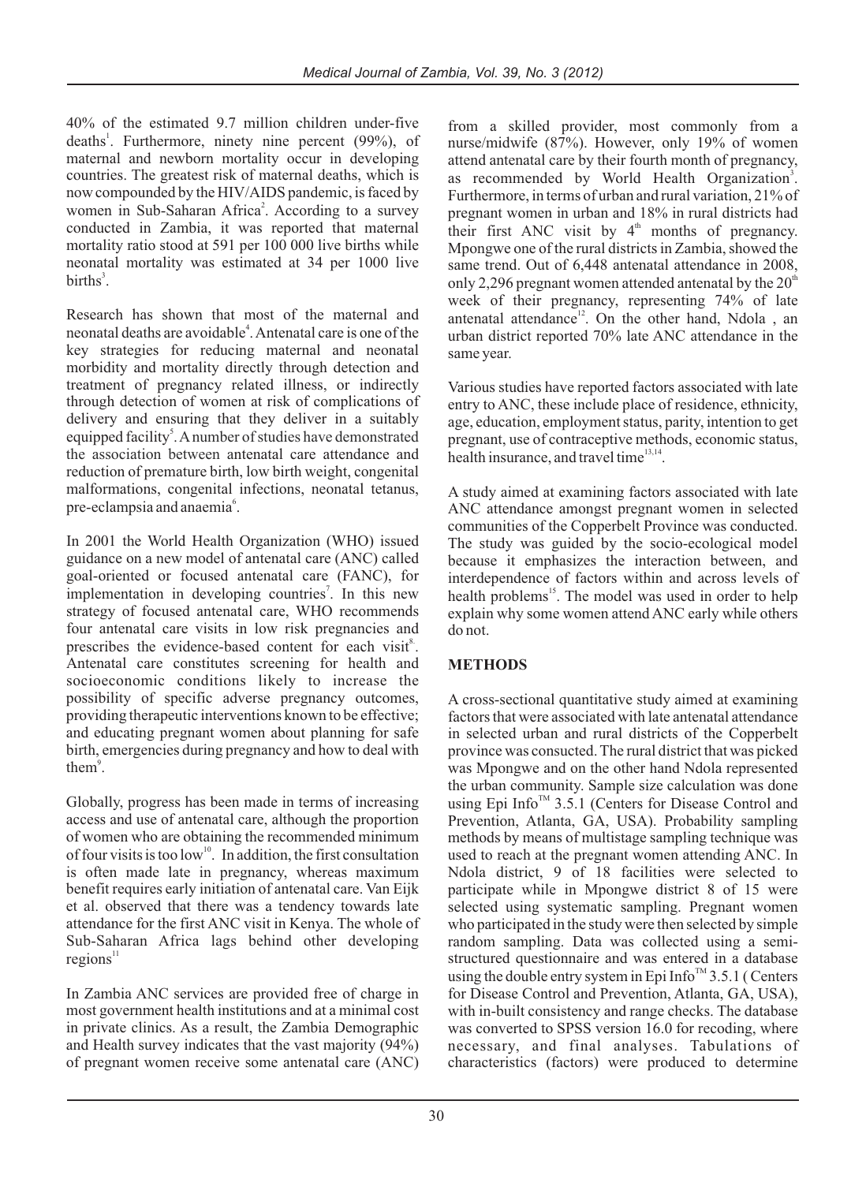40% of the estimated 9.7 million children under-five deaths[1]. Furthermore, ninety nine percent (99%), of maternal and newborn mortality occur in developing countries. The greatest risk of maternal deaths, which is now compounded by the HIV/AIDS pandemic, is faced by women in Sub-Saharan Africa[2]. According to a survey conducted in Zambia, it was reported that maternal mortality ratio stood at 591 per 100 000 live births while neonatal mortality was estimated at 34 per 1000 live births[3].

Research has shown that most of the maternal and neonatal deaths are avoidable[4]. Antenatal care is one of the key strategies for reducing maternal and neonatal morbidity and mortality directly through detection and treatment of pregnancy related illness, or indirectly through detection of women at risk of complications of delivery and ensuring that they deliver in a suitably equipped facility[5]. A number of studies have demonstrated the association between antenatal care attendance and reduction of premature birth, low birth weight, congenital malformations, congenital infections, neonatal tetanus, pre-eclampsia and anaemia[6].

In 2001 the World Health Organization (WHO) issued guidance on a new model of antenatal care (ANC) called goal-oriented or focused antenatal care (FANC), for implementation in developing countries[7]. In this new strategy of focused antenatal care, WHO recommends four antenatal care visits in low risk pregnancies and prescribes the evidence-based content for each visit[8]. Antenatal care constitutes screening for health and socioeconomic conditions likely to increase the possibility of specific adverse pregnancy outcomes, providing therapeutic interventions known to be effective; and educating pregnant women about planning for safe birth, emergencies during pregnancy and how to deal with them[9].

Globally, progress has been made in terms of increasing access and use of antenatal care, although the proportion of women who are obtaining the recommended minimum of four visits is too low[10]. In addition, the first consultation is often made late in pregnancy, whereas maximum benefit requires early initiation of antenatal care. Van Eijk et al. observed that there was a tendency towards late attendance for the first ANC visit in Kenya. The whole of Sub-Saharan Africa lags behind other developing regions[11]

In Zambia ANC services are provided free of charge in most government health institutions and at a minimal cost in private clinics. As a result, the Zambia Demographic and Health survey indicates that the vast majority (94%) of pregnant women receive some antenatal care (ANC) from a skilled provider, most commonly from a nurse/midwife (87%). However, only 19% of women attend antenatal care by their fourth month of pregnancy, as recommended by World Health Organization[3]. Furthermore, in terms of urban and rural variation, 21% of pregnant women in urban and 18% in rural districts had their first ANC visit by 4[th] months of pregnancy. Mpongwe one of the rural districts in Zambia, showed the same trend. Out of 6,448 antenatal attendance in 2008, only 2,296 pregnant women attended antenatal by the 20[th] week of their pregnancy, representing 74% of late antenatal attendance[12]. On the other hand, Ndola , an urban district reported 70% late ANC attendance in the same year.

Various studies have reported factors associated with late entry to ANC, these include place of residence, ethnicity, age, education, employment status, parity, intention to get pregnant, use of contraceptive methods, economic status, health insurance, and travel time[13,14].

A study aimed at examining factors associated with late ANC attendance amongst pregnant women in selected communities of the Copperbelt Province was conducted. The study was guided by the socio-ecological model because it emphasizes the interaction between, and interdependence of factors within and across levels of health problems[15]. The model was used in order to help explain why some women attend ANC early while others do not.

## METHODS

A cross-sectional quantitative study aimed at examining factors that were associated with late antenatal attendance in selected urban and rural districts of the Copperbelt province was consucted. The rural district that was picked was Mpongwe and on the other hand Ndola represented the urban community. Sample size calculation was done using Epi Info™ 3.5.1 (Centers for Disease Control and Prevention, Atlanta, GA, USA). Probability sampling methods by means of multistage sampling technique was used to reach at the pregnant women attending ANC. In Ndola district, 9 of 18 facilities were selected to participate while in Mpongwe district 8 of 15 were selected using systematic sampling. Pregnant women who participated in the study were then selected by simple random sampling. Data was collected using a semi-structured questionnaire and was entered in a database using the double entry system in Epi Info™ 3.5.1 ( Centers for Disease Control and Prevention, Atlanta, GA, USA), with in-built consistency and range checks. The database was converted to SPSS version 16.0 for recoding, where necessary, and final analyses. Tabulations of characteristics (factors) were produced to determine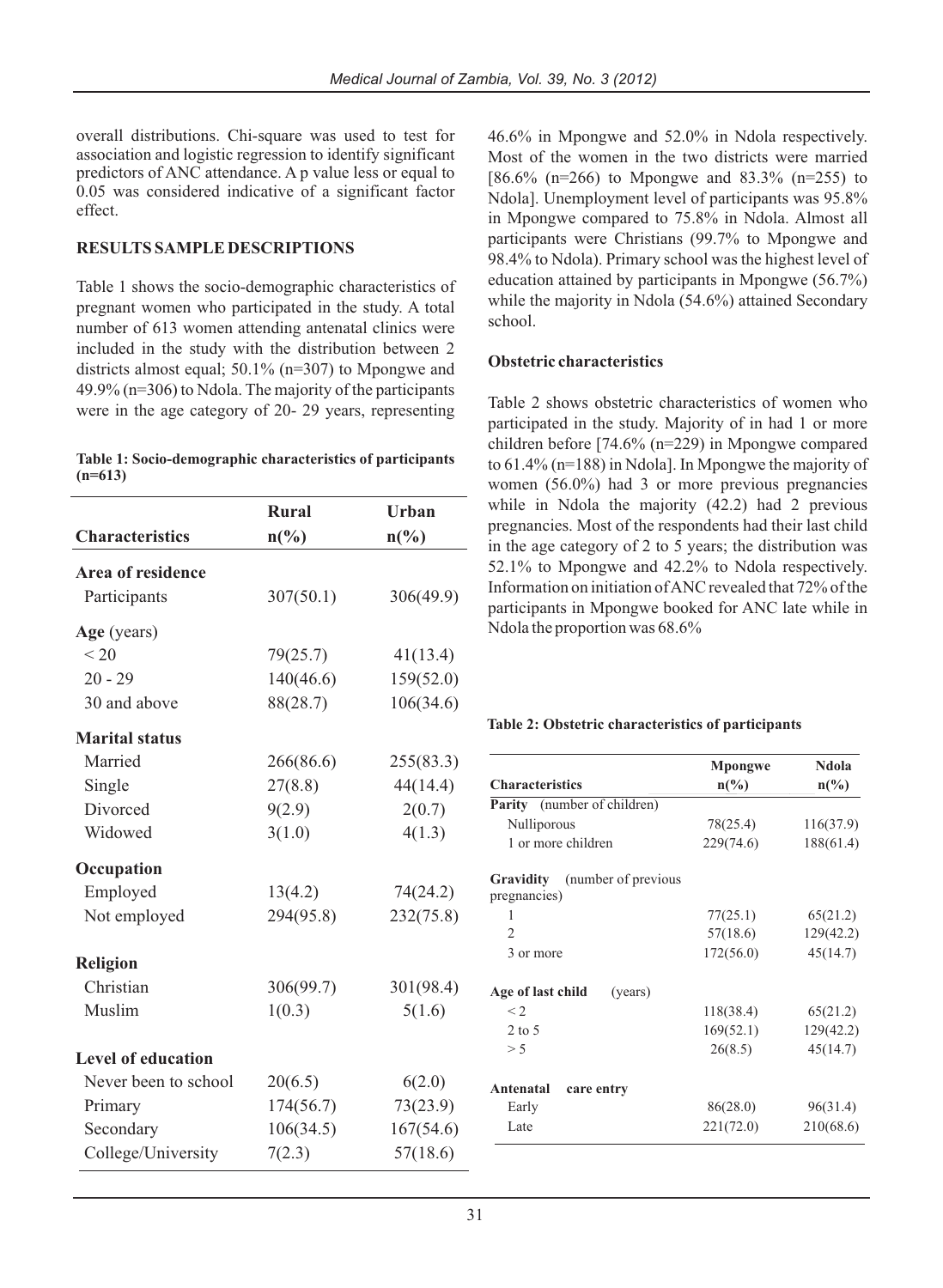overall distributions. Chi-square was used to test for association and logistic regression to identify significant predictors of ANC attendance. A p value less or equal to 0.05 was considered indicative of a significant factor effect.

## RESULTS SAMPLE DESCRIPTIONS

Table 1 shows the socio-demographic characteristics of pregnant women who participated in the study. A total number of 613 women attending antenatal clinics were included in the study with the distribution between 2 districts almost equal; 50.1% (n=307) to Mpongwe and 49.9% (n=306) to Ndola. The majority of the participants were in the age category of 20- 29 years, representing 46.6% in Mpongwe and 52.0% in Ndola respectively. Most of the women in the two districts were married [86.6% (n=266) to Mpongwe and 83.3% (n=255) to Ndola]. Unemployment level of participants was 95.8% in Mpongwe compared to 75.8% in Ndola. Almost all participants were Christians (99.7% to Mpongwe and 98.4% to Ndola). Primary school was the highest level of education attained by participants in Mpongwe (56.7%) while the majority in Ndola (54.6%) attained Secondary school.

**Table 1: Socio-demographic characteristics of participants (n=613)**

| Characteristics | Rural n(%) | Urban n(%) |
|---|---|---|
| **Area of residence** | | |
| Participants | 307(50.1) | 306(49.9) |
| **Age** (years) | | |
| < 20 | 79(25.7) | 41(13.4) |
| 20 - 29 | 140(46.6) | 159(52.0) |
| 30 and above | 88(28.7) | 106(34.6) |
| **Marital status** | | |
| Married | 266(86.6) | 255(83.3) |
| Single | 27(8.8) | 44(14.4) |
| Divorced | 9(2.9) | 2(0.7) |
| Widowed | 3(1.0) | 4(1.3) |
| **Occupation** | | |
| Employed | 13(4.2) | 74(24.2) |
| Not employed | 294(95.8) | 232(75.8) |
| **Religion** | | |
| Christian | 306(99.7) | 301(98.4) |
| Muslim | 1(0.3) | 5(1.6) |
| **Level of education** | | |
| Never been to school | 20(6.5) | 6(2.0) |
| Primary | 174(56.7) | 73(23.9) |
| Secondary | 106(34.5) | 167(54.6) |
| College/University | 7(2.3) | 57(18.6) |

### Obstetric characteristics

Table 2 shows obstetric characteristics of women who participated in the study. Majority of in had 1 or more children before [74.6% (n=229) in Mpongwe compared to 61.4% (n=188) in Ndola]. In Mpongwe the majority of women (56.0%) had 3 or more previous pregnancies while in Ndola the majority (42.2) had 2 previous pregnancies. Most of the respondents had their last child in the age category of 2 to 5 years; the distribution was 52.1% to Mpongwe and 42.2% to Ndola respectively. Information on initiation of ANC revealed that 72% of the participants in Mpongwe booked for ANC late while in Ndola the proportion was 68.6%

**Table 2: Obstetric characteristics of participants**

| Characteristics | Mpongwe n(%) | Ndola n(%) |
|---|---|---|
| **Parity** (number of children) | | |
| Nulliporous | 78(25.4) | 116(37.9) |
| 1 or more children | 229(74.6) | 188(61.4) |
| **Gravidity** (number of previous pregnancies) | | |
| 1 | 77(25.1) | 65(21.2) |
| 2 | 57(18.6) | 129(42.2) |
| 3 or more | 172(56.0) | 45(14.7) |
| **Age of last child** (years) | | |
| < 2 | 118(38.4) | 65(21.2) |
| 2 to 5 | 169(52.1) | 129(42.2) |
| > 5 | 26(8.5) | 45(14.7) |
| **Antenatal care entry** | | |
| Early | 86(28.0) | 96(31.4) |
| Late | 221(72.0) | 210(68.6) |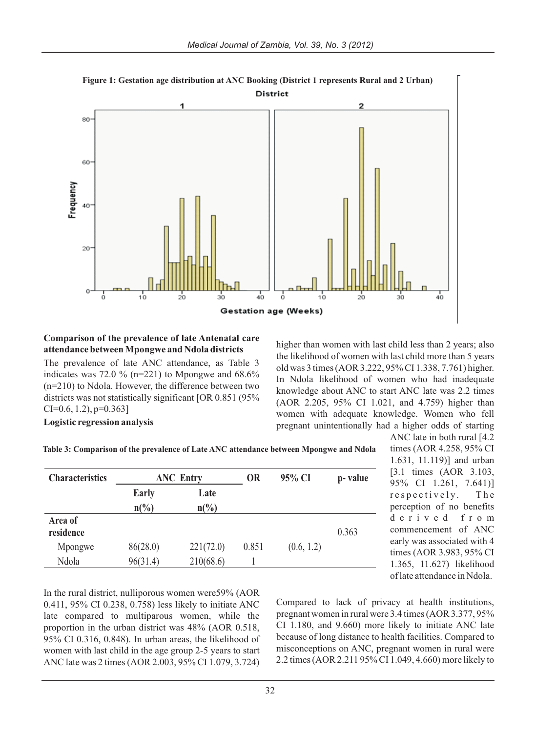**Figure 1: Gestation age distribution at ANC Booking (District 1 represents Rural and 2 Urban)**

### Comparison of the prevalence of late Antenatal care attendance between Mpongwe and Ndola districts

The prevalence of late ANC attendance, as Table 3 indicates was 72.0 % (n=221) to Mpongwe and 68.6% (n=210) to Ndola. However, the difference between two districts was not statistically significant [OR 0.851 (95% CI=0.6, 1.2), p=0.363]

### Logistic regression analysis

**Table 3: Comparison of the prevalence of Late ANC attendance between Mpongwe and Ndola**

| Characteristics | ANC Entry | | OR | 95% CI | p- value |
|---|---|---|---|---|---|
| | Early n(%) | Late n(%) | | | |
| Area of residence | | | | | 0.363 |
| Mpongwe | 86(28.0) | 221(72.0) | 0.851 | (0.6, 1.2) | |
| Ndola | 96(31.4) | 210(68.6) | 1 | | |

In the rural district, nulliporous women were59% (AOR 0.411, 95% CI 0.238, 0.758) less likely to initiate ANC late compared to multiparous women, while the proportion in the urban district was 48% (AOR 0.518, 95% CI 0.316, 0.848). In urban areas, the likelihood of women with last child in the age group 2-5 years to start ANC late was 2 times (AOR 2.003, 95% CI 1.079, 3.724) higher than women with last child less than 2 years; also the likelihood of women with last child more than 5 years old was 3 times (AOR 3.222, 95% CI 1.338, 7.761) higher. In Ndola likelihood of women who had inadequate knowledge about ANC to start ANC late was 2.2 times (AOR 2.205, 95% CI 1.021, and 4.759) higher than women with adequate knowledge. Women who fell pregnant unintentionally had a higher odds of starting ANC late in both rural [4.2 times (AOR 4.258, 95% CI 1.631, 11.119)] and urban [3.1 times (AOR 3.103, 95% CI 1.261, 7.641)] respectively. The perception of no benefits derived from commencement of ANC early was associated with 4 times (AOR 3.983, 95% CI 1.365, 11.627) likelihood of late attendance in Ndola.

Compared to lack of privacy at health institutions, pregnant women in rural were 3.4 times (AOR 3.377, 95% CI 1.180, and 9.660) more likely to initiate ANC late because of long distance to health facilities. Compared to misconceptions on ANC, pregnant women in rural were 2.2 times (AOR 2.211 95% CI 1.049, 4.660) more likely to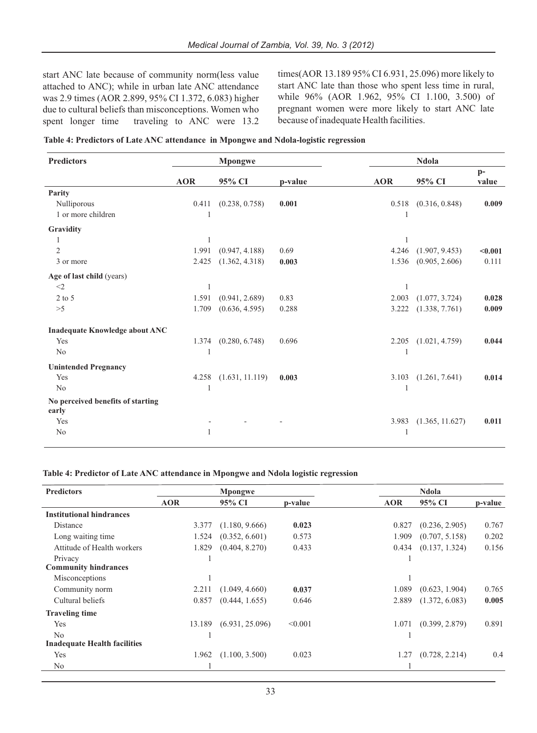start ANC late because of community norm(less value attached to ANC); while in urban late ANC attendance was 2.9 times (AOR 2.899, 95% CI 1.372, 6.083) higher due to cultural beliefs than misconceptions. Women who spent longer time traveling to ANC were 13.2 times(AOR 13.189 95% CI 6.931, 25.096) more likely to start ANC late than those who spent less time in rural, while 96% (AOR 1.962, 95% CI 1.100, 3.500) of pregnant women were more likely to start ANC late because of inadequate Health facilities.

**Table 4: Predictors of Late ANC attendance in Mpongwe and Ndola-logistic regression**

| Predictors | Mpongwe | | | Ndola | | |
|---|---|---|---|---|---|---|
| | AOR | 95% CI | p-value | AOR | 95% CI | p-value |
| **Parity** | | | | | | |
| Nulliporous | 0.411 | (0.238, 0.758) | **0.001** | 0.518 | (0.316, 0.848) | **0.009** |
| 1 or more children | 1 | | | 1 | | |
| **Gravidity** | | | | | | |
| 1 | 1 | | | 1 | | |
| 2 | 1.991 | (0.947, 4.188) | 0.69 | 4.246 | (1.907, 9.453) | **<0.001** |
| 3 or more | 2.425 | (1.362, 4.318) | **0.003** | 1.536 | (0.905, 2.606) | 0.111 |
| **Age of last child** (years) | | | | | | |
| <2 | 1 | | | 1 | | |
| 2 to 5 | 1.591 | (0.941, 2.689) | 0.83 | 2.003 | (1.077, 3.724) | **0.028** |
| >5 | 1.709 | (0.636, 4.595) | 0.288 | 3.222 | (1.338, 7.761) | **0.009** |
| **Inadequate Knowledge about ANC** | | | | | | |
| Yes | 1.374 | (0.280, 6.748) | 0.696 | 2.205 | (1.021, 4.759) | **0.044** |
| No | 1 | | | 1 | | |
| **Unintended Pregnancy** | | | | | | |
| Yes | 4.258 | (1.631, 11.119) | **0.003** | 3.103 | (1.261, 7.641) | **0.014** |
| No | 1 | | | 1 | | |
| **No perceived benefits of starting early** | | | | | | |
| Yes | - | - | - | 3.983 | (1.365, 11.627) | **0.011** |
| No | 1 | | | 1 | | |

**Table 4: Predictor of Late ANC attendance in Mpongwe and Ndola logistic regression**

| Predictors | Mpongwe | | | Ndola | | |
|---|---|---|---|---|---|---|
| | AOR | 95% CI | p-value | AOR | 95% CI | p-value |
| **Institutional hindrances** | | | | | | |
| Distance | 3.377 | (1.180, 9.666) | **0.023** | 0.827 | (0.236, 2.905) | 0.767 |
| Long waiting time | 1.524 | (0.352, 6.601) | 0.573 | 1.909 | (0.707, 5.158) | 0.202 |
| Attitude of Health workers | 1.829 | (0.404, 8.270) | 0.433 | 0.434 | (0.137, 1.324) | 0.156 |
| Privacy | 1 | | | 1 | | |
| **Community hindrances** | | | | | | |
| Misconceptions | 1 | | | 1 | | |
| Community norm | 2.211 | (1.049, 4.660) | **0.037** | 1.089 | (0.623, 1.904) | 0.765 |
| Cultural beliefs | 0.857 | (0.444, 1.655) | 0.646 | 2.889 | (1.372, 6.083) | **0.005** |
| **Traveling time** | | | | | | |
| Yes | 13.189 | (6.931, 25.096) | <0.001 | 1.071 | (0.399, 2.879) | 0.891 |
| No | 1 | | | 1 | | |
| **Inadequate Health facilities** | | | | | | |
| Yes | 1.962 | (1.100, 3.500) | 0.023 | 1.27 | (0.728, 2.214) | 0.4 |
| No | 1 | | | 1 | | |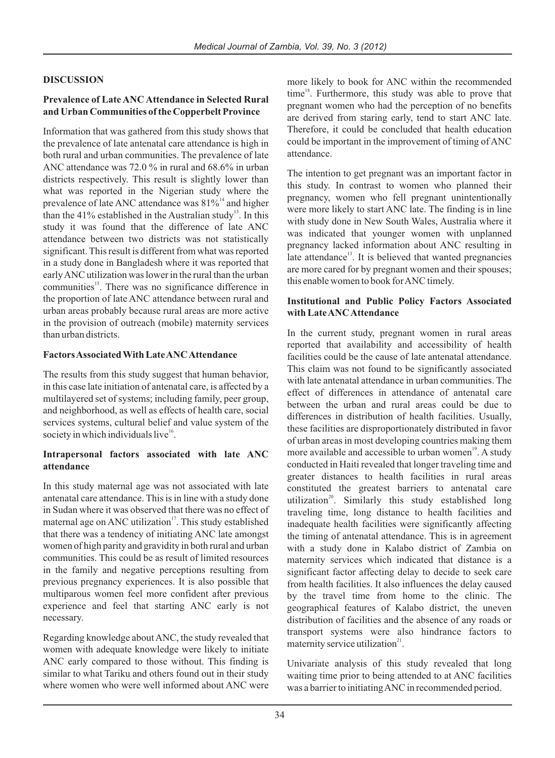## DISCUSSION

### Prevalence of Late ANC Attendance in Selected Rural and Urban Communities of the Copperbelt Province

Information that was gathered from this study shows that the prevalence of late antenatal care attendance is high in both rural and urban communities. The prevalence of late ANC attendance was 72.0 % in rural and 68.6% in urban districts respectively. This result is slightly lower than what was reported in the Nigerian study where the prevalence of late ANC attendance was 81%[14] and higher than the 41% established in the Australian study[13]. In this study it was found that the difference of late ANC attendance between two districts was not statistically significant. This result is different from what was reported in a study done in Bangladesh where it was reported that early ANC utilization was lower in the rural than the urban communities[15]. There was no significance difference in the proportion of late ANC attendance between rural and urban areas probably because rural areas are more active in the provision of outreach (mobile) maternity services than urban districts.

### Factors Associated With Late ANC Attendance

The results from this study suggest that human behavior, in this case late initiation of antenatal care, is affected by a multilayered set of systems; including family, peer group, and neighborhood, as well as effects of health care, social services systems, cultural belief and value system of the society in which individuals live[16].

### Intrapersonal factors associated with late ANC attendance

In this study maternal age was not associated with late antenatal care attendance. This is in line with a study done in Sudan where it was observed that there was no effect of maternal age on ANC utilization[17]. This study established that there was a tendency of initiating ANC late amongst women of high parity and gravidity in both rural and urban communities. This could be as result of limited resources in the family and negative perceptions resulting from previous pregnancy experiences. It is also possible that multiparous women feel more confident after previous experience and feel that starting ANC early is not necessary.

Regarding knowledge about ANC, the study revealed that women with adequate knowledge were likely to initiate ANC early compared to those without. This finding is similar to what Tariku and others found out in their study where women who were well informed about ANC were more likely to book for ANC within the recommended time[18]. Furthermore, this study was able to prove that pregnant women who had the perception of no benefits are derived from staring early, tend to start ANC late. Therefore, it could be concluded that health education could be important in the improvement of timing of ANC attendance.

The intention to get pregnant was an important factor in this study. In contrast to women who planned their pregnancy, women who fell pregnant unintentionally were more likely to start ANC late. The finding is in line with study done in New South Wales, Australia where it was indicated that younger women with unplanned pregnancy lacked information about ANC resulting in late attendance[13]. It is believed that wanted pregnancies are more cared for by pregnant women and their spouses; this enable women to book for ANC timely.

### Institutional and Public Policy Factors Associated with Late ANC Attendance

In the current study, pregnant women in rural areas reported that availability and accessibility of health facilities could be the cause of late antenatal attendance. This claim was not found to be significantly associated with late antenatal attendance in urban communities. The effect of differences in attendance of antenatal care between the urban and rural areas could be due to differences in distribution of health facilities. Usually, these facilities are disproportionately distributed in favor of urban areas in most developing countries making them more available and accessible to urban women[19]. A study conducted in Haiti revealed that longer traveling time and greater distances to health facilities in rural areas constituted the greatest barriers to antenatal care utilization[20]. Similarly this study established long traveling time, long distance to health facilities and inadequate health facilities were significantly affecting the timing of antenatal attendance. This is in agreement with a study done in Kalabo district of Zambia on maternity services which indicated that distance is a significant factor affecting delay to decide to seek care from health facilities. It also influences the delay caused by the travel time from home to the clinic. The geographical features of Kalabo district, the uneven distribution of facilities and the absence of any roads or transport systems were also hindrance factors to maternity service utilization[21].

Univariate analysis of this study revealed that long waiting time prior to being attended to at ANC facilities was a barrier to initiating ANC in recommended period.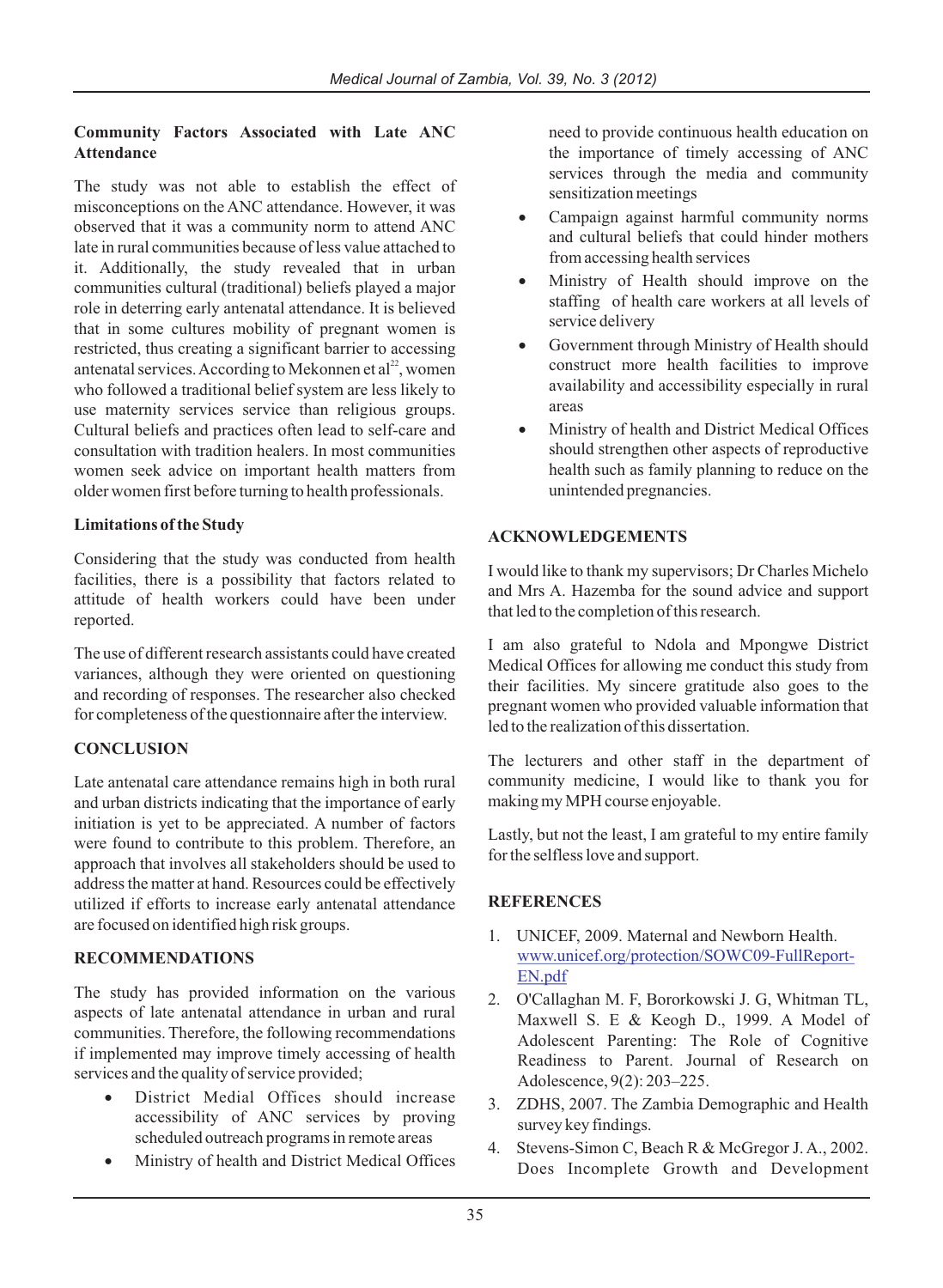### Community Factors Associated with Late ANC Attendance

The study was not able to establish the effect of misconceptions on the ANC attendance. However, it was observed that it was a community norm to attend ANC late in rural communities because of less value attached to it. Additionally, the study revealed that in urban communities cultural (traditional) beliefs played a major role in deterring early antenatal attendance. It is believed that in some cultures mobility of pregnant women is restricted, thus creating a significant barrier to accessing antenatal services. According to Mekonnen et al[22], women who followed a traditional belief system are less likely to use maternity services service than religious groups. Cultural beliefs and practices often lead to self-care and consultation with tradition healers. In most communities women seek advice on important health matters from older women first before turning to health professionals.

### Limitations of the Study

Considering that the study was conducted from health facilities, there is a possibility that factors related to attitude of health workers could have been under reported.

The use of different research assistants could have created variances, although they were oriented on questioning and recording of responses. The researcher also checked for completeness of the questionnaire after the interview.

## CONCLUSION

Late antenatal care attendance remains high in both rural and urban districts indicating that the importance of early initiation is yet to be appreciated. A number of factors were found to contribute to this problem. Therefore, an approach that involves all stakeholders should be used to address the matter at hand. Resources could be effectively utilized if efforts to increase early antenatal attendance are focused on identified high risk groups.

## RECOMMENDATIONS

The study has provided information on the various aspects of late antenatal attendance in urban and rural communities. Therefore, the following recommendations if implemented may improve timely accessing of health services and the quality of service provided;

- District Medial Offices should increase accessibility of ANC services by proving scheduled outreach programs in remote areas
- Ministry of health and District Medical Offices need to provide continuous health education on the importance of timely accessing of ANC services through the media and community sensitization meetings
- Campaign against harmful community norms and cultural beliefs that could hinder mothers from accessing health services
- Ministry of Health should improve on the staffing of health care workers at all levels of service delivery
- Government through Ministry of Health should construct more health facilities to improve availability and accessibility especially in rural areas
- Ministry of health and District Medical Offices should strengthen other aspects of reproductive health such as family planning to reduce on the unintended pregnancies.

## ACKNOWLEDGEMENTS

I would like to thank my supervisors; Dr Charles Michelo and Mrs A. Hazemba for the sound advice and support that led to the completion of this research.

I am also grateful to Ndola and Mpongwe District Medical Offices for allowing me conduct this study from their facilities. My sincere gratitude also goes to the pregnant women who provided valuable information that led to the realization of this dissertation.

The lecturers and other staff in the department of community medicine, I would like to thank you for making my MPH course enjoyable.

Lastly, but not the least, I am grateful to my entire family for the selfless love and support.

## REFERENCES

1. UNICEF, 2009. Maternal and Newborn Health. www.unicef.org/protection/SOWC09-FullReport-EN.pdf
2. O'Callaghan M. F, Bororkowski J. G, Whitman TL, Maxwell S. E & Keogh D., 1999. A Model of Adolescent Parenting: The Role of Cognitive Readiness to Parent. Journal of Research on Adolescence, 9(2): 203–225.
3. ZDHS, 2007. The Zambia Demographic and Health survey key findings.
4. Stevens-Simon C, Beach R & McGregor J. A., 2002. Does Incomplete Growth and Development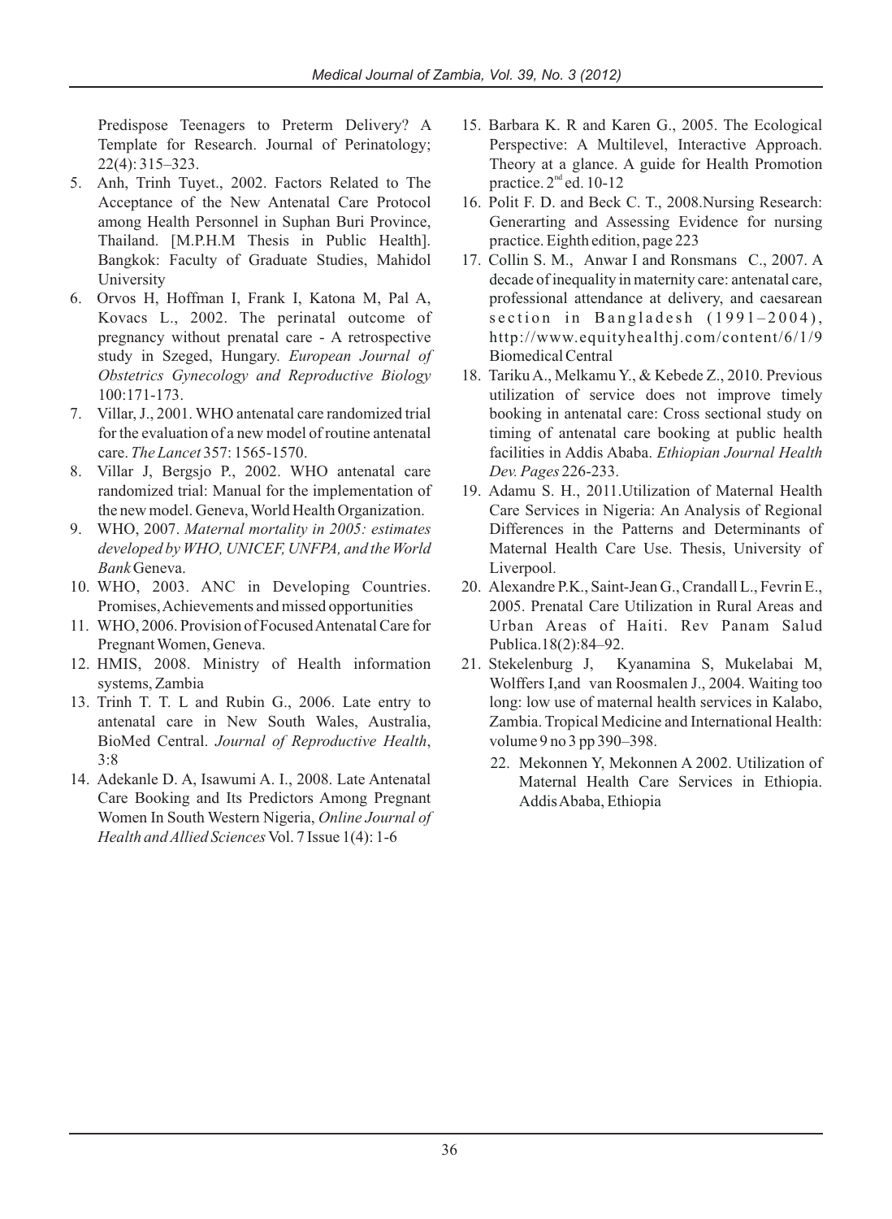Predispose Teenagers to Preterm Delivery? A Template for Research. Journal of Perinatology; 22(4): 315–323.

5. Anh, Trinh Tuyet., 2002. Factors Related to The Acceptance of the New Antenatal Care Protocol among Health Personnel in Suphan Buri Province, Thailand. [M.P.H.M Thesis in Public Health]. Bangkok: Faculty of Graduate Studies, Mahidol University
6. Orvos H, Hoffman I, Frank I, Katona M, Pal A, Kovacs L., 2002. The perinatal outcome of pregnancy without prenatal care - A retrospective study in Szeged, Hungary. *European Journal of Obstetrics Gynecology and Reproductive Biology* 100:171-173.
7. Villar, J., 2001. WHO antenatal care randomized trial for the evaluation of a new model of routine antenatal care. *The Lancet* 357: 1565-1570.
8. Villar J, Bergsjo P., 2002. WHO antenatal care randomized trial: Manual for the implementation of the new model. Geneva, World Health Organization.
9. WHO, 2007. *Maternal mortality in 2005: estimates developed by WHO, UNICEF, UNFPA, and the World Bank* Geneva.
10. WHO, 2003. ANC in Developing Countries. Promises, Achievements and missed opportunities
11. WHO, 2006. Provision of Focused Antenatal Care for Pregnant Women, Geneva.
12. HMIS, 2008. Ministry of Health information systems, Zambia
13. Trinh T. T. L and Rubin G., 2006. Late entry to antenatal care in New South Wales, Australia, BioMed Central. *Journal of Reproductive Health*, 3:8
14. Adekanle D. A, Isawumi A. I., 2008. Late Antenatal Care Booking and Its Predictors Among Pregnant Women In South Western Nigeria, *Online Journal of Health and Allied Sciences* Vol. 7 Issue 1(4): 1-6
15. Barbara K. R and Karen G., 2005. The Ecological Perspective: A Multilevel, Interactive Approach. Theory at a glance. A guide for Health Promotion practice. 2nd ed. 10-12
16. Polit F. D. and Beck C. T., 2008.Nursing Research: Generarting and Assessing Evidence for nursing practice. Eighth edition, page 223
17. Collin S. M., Anwar I and Ronsmans C., 2007. A decade of inequality in maternity care: antenatal care, professional attendance at delivery, and caesarean section in Bangladesh (1991–2004), http://www.equityhealthj.com/content/6/1/9 Biomedical Central
18. Tariku A., Melkamu Y., & Kebede Z., 2010. Previous utilization of service does not improve timely booking in antenatal care: Cross sectional study on timing of antenatal care booking at public health facilities in Addis Ababa. *Ethiopian Journal Health Dev. Pages* 226-233.
19. Adamu S. H., 2011.Utilization of Maternal Health Care Services in Nigeria: An Analysis of Regional Differences in the Patterns and Determinants of Maternal Health Care Use. Thesis, University of Liverpool.
20. Alexandre P.K., Saint-Jean G., Crandall L., Fevrin E., 2005. Prenatal Care Utilization in Rural Areas and Urban Areas of Haiti. Rev Panam Salud Publica.18(2):84–92.
21. Stekelenburg J, Kyanamina S, Mukelabai M, Wolffers I,and van Roosmalen J., 2004. Waiting too long: low use of maternal health services in Kalabo, Zambia. Tropical Medicine and International Health: volume 9 no 3 pp 390–398.
22. Mekonnen Y, Mekonnen A 2002. Utilization of Maternal Health Care Services in Ethiopia. Addis Ababa, Ethiopia